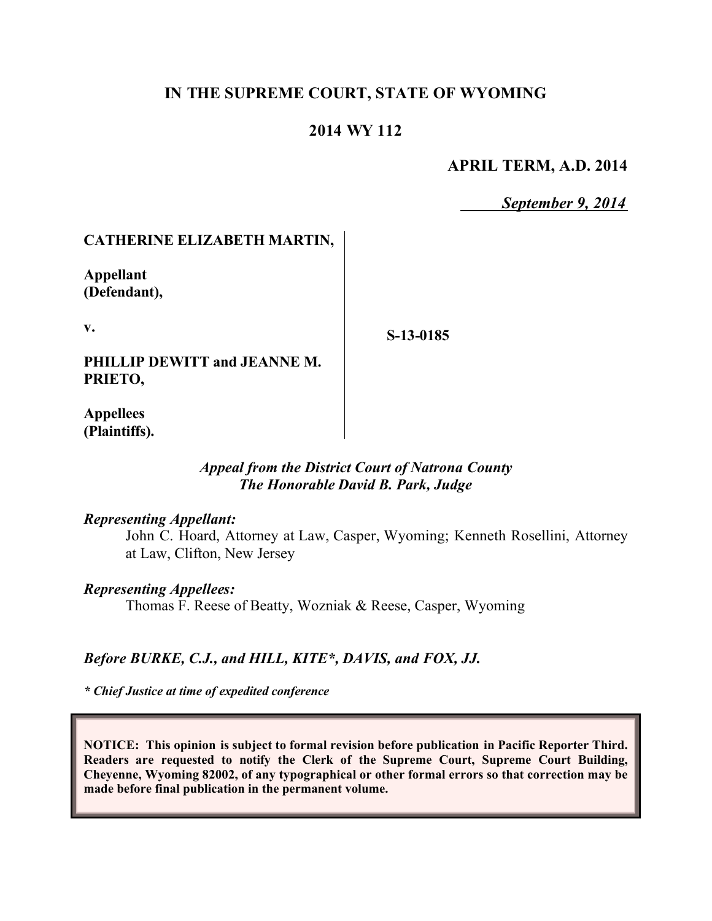**IN THE SUPREME COURT, STATE OF WYOMING**

**2014 WY 112**

**APRIL TERM, A.D. 2014**

***September 9, 2014***

**CATHERINE ELIZABETH MARTIN,**

**Appellant**
**(Defendant),**

**v.**

**PHILLIP DEWITT and JEANNE M. PRIETO,**

**Appellees**
**(Plaintiffs).**

**S-13-0185**

***Appeal from the District Court of Natrona County***
***The Honorable David B. Park, Judge***

***Representing Appellant:***

John C. Hoard, Attorney at Law, Casper, Wyoming; Kenneth Rosellini, Attorney at Law, Clifton, New Jersey

***Representing Appellees:***

Thomas F. Reese of Beatty, Wozniak & Reese, Casper, Wyoming

***Before BURKE, C.J., and HILL, KITE\*, DAVIS, and FOX, JJ.***

***\* Chief Justice at time of expedited conference***

**NOTICE: This opinion is subject to formal revision before publication in Pacific Reporter Third. Readers are requested to notify the Clerk of the Supreme Court, Supreme Court Building, Cheyenne, Wyoming 82002, of any typographical or other formal errors so that correction may be made before final publication in the permanent volume.**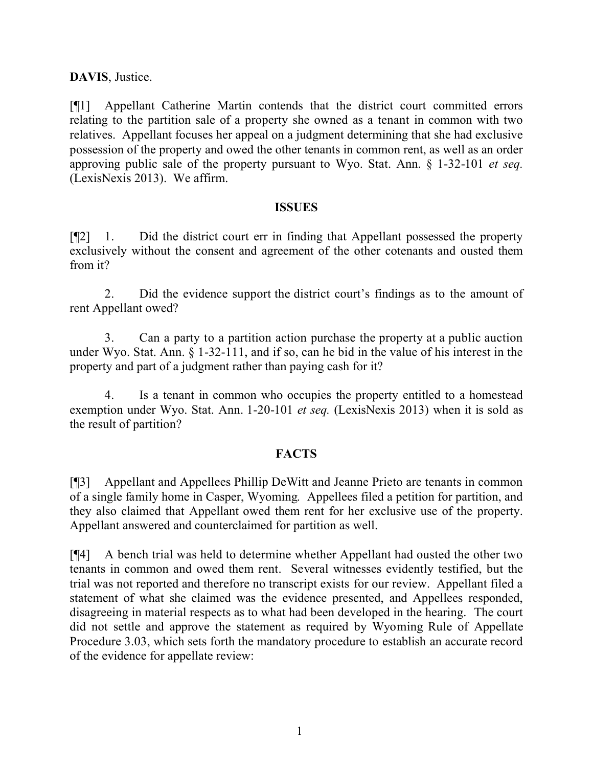**DAVIS**, Justice.

[¶1] Appellant Catherine Martin contends that the district court committed errors relating to the partition sale of a property she owned as a tenant in common with two relatives. Appellant focuses her appeal on a judgment determining that she had exclusive possession of the property and owed the other tenants in common rent, as well as an order approving public sale of the property pursuant to Wyo. Stat. Ann. § 1-32-101 *et seq.* (LexisNexis 2013). We affirm.

## ISSUES

[¶2] 1. Did the district court err in finding that Appellant possessed the property exclusively without the consent and agreement of the other cotenants and ousted them from it?

2. Did the evidence support the district court's findings as to the amount of rent Appellant owed?

3. Can a party to a partition action purchase the property at a public auction under Wyo. Stat. Ann. § 1-32-111, and if so, can he bid in the value of his interest in the property and part of a judgment rather than paying cash for it?

4. Is a tenant in common who occupies the property entitled to a homestead exemption under Wyo. Stat. Ann. 1-20-101 *et seq.* (LexisNexis 2013) when it is sold as the result of partition?

## FACTS

[¶3] Appellant and Appellees Phillip DeWitt and Jeanne Prieto are tenants in common of a single family home in Casper, Wyoming. Appellees filed a petition for partition, and they also claimed that Appellant owed them rent for her exclusive use of the property. Appellant answered and counterclaimed for partition as well.

[¶4] A bench trial was held to determine whether Appellant had ousted the other two tenants in common and owed them rent. Several witnesses evidently testified, but the trial was not reported and therefore no transcript exists for our review. Appellant filed a statement of what she claimed was the evidence presented, and Appellees responded, disagreeing in material respects as to what had been developed in the hearing. The court did not settle and approve the statement as required by Wyoming Rule of Appellate Procedure 3.03, which sets forth the mandatory procedure to establish an accurate record of the evidence for appellate review: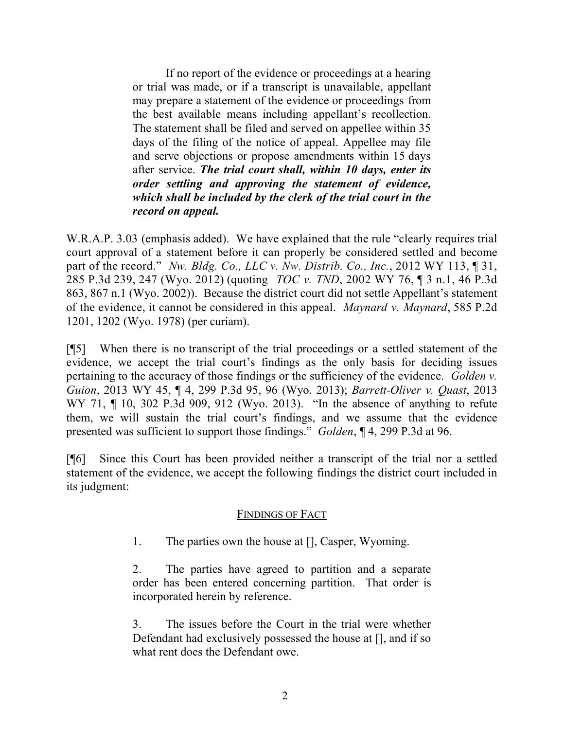> If no report of the evidence or proceedings at a hearing or trial was made, or if a transcript is unavailable, appellant may prepare a statement of the evidence or proceedings from the best available means including appellant's recollection. The statement shall be filed and served on appellee within 35 days of the filing of the notice of appeal. Appellee may file and serve objections or propose amendments within 15 days after service. ***The trial court shall, within 10 days, enter its order settling and approving the statement of evidence, which shall be included by the clerk of the trial court in the record on appeal.***

W.R.A.P. 3.03 (emphasis added). We have explained that the rule "clearly requires trial court approval of a statement before it can properly be considered settled and become part of the record." *Nw. Bldg. Co., LLC v. Nw. Distrib. Co., Inc.*, 2012 WY 113, ¶ 31, 285 P.3d 239, 247 (Wyo. 2012) (quoting *TOC v. TND*, 2002 WY 76, ¶ 3 n.1, 46 P.3d 863, 867 n.1 (Wyo. 2002)). Because the district court did not settle Appellant's statement of the evidence, it cannot be considered in this appeal. *Maynard v. Maynard*, 585 P.2d 1201, 1202 (Wyo. 1978) (per curiam).

[¶5] When there is no transcript of the trial proceedings or a settled statement of the evidence, we accept the trial court's findings as the only basis for deciding issues pertaining to the accuracy of those findings or the sufficiency of the evidence. *Golden v. Guion*, 2013 WY 45, ¶ 4, 299 P.3d 95, 96 (Wyo. 2013); *Barrett-Oliver v. Quast*, 2013 WY 71, ¶ 10, 302 P.3d 909, 912 (Wyo. 2013). "In the absence of anything to refute them, we will sustain the trial court's findings, and we assume that the evidence presented was sufficient to support those findings." *Golden*, ¶ 4, 299 P.3d at 96.

[¶6] Since this Court has been provided neither a transcript of the trial nor a settled statement of the evidence, we accept the following findings the district court included in its judgment:

> FINDINGS OF FACT
>
> 1. The parties own the house at [], Casper, Wyoming.
>
> 2. The parties have agreed to partition and a separate order has been entered concerning partition. That order is incorporated herein by reference.
>
> 3. The issues before the Court in the trial were whether Defendant had exclusively possessed the house at [], and if so what rent does the Defendant owe.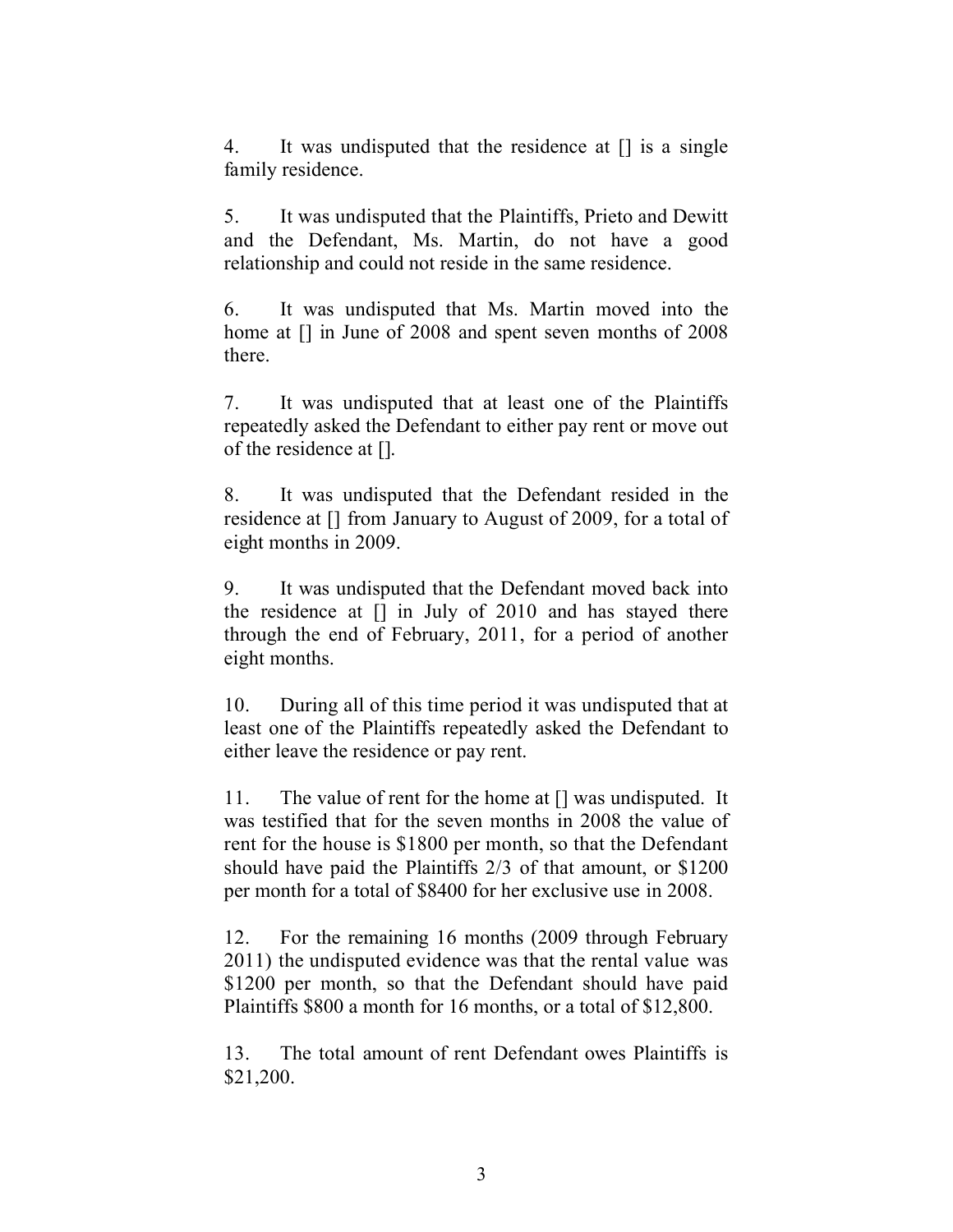4. It was undisputed that the residence at [] is a single family residence.

5. It was undisputed that the Plaintiffs, Prieto and Dewitt and the Defendant, Ms. Martin, do not have a good relationship and could not reside in the same residence.

6. It was undisputed that Ms. Martin moved into the home at [] in June of 2008 and spent seven months of 2008 there.

7. It was undisputed that at least one of the Plaintiffs repeatedly asked the Defendant to either pay rent or move out of the residence at [].

8. It was undisputed that the Defendant resided in the residence at [] from January to August of 2009, for a total of eight months in 2009.

9. It was undisputed that the Defendant moved back into the residence at [] in July of 2010 and has stayed there through the end of February, 2011, for a period of another eight months.

10. During all of this time period it was undisputed that at least one of the Plaintiffs repeatedly asked the Defendant to either leave the residence or pay rent.

11. The value of rent for the home at [] was undisputed. It was testified that for the seven months in 2008 the value of rent for the house is $1800 per month, so that the Defendant should have paid the Plaintiffs 2/3 of that amount, or $1200 per month for a total of $8400 for her exclusive use in 2008.

12. For the remaining 16 months (2009 through February 2011) the undisputed evidence was that the rental value was $1200 per month, so that the Defendant should have paid Plaintiffs $800 a month for 16 months, or a total of $12,800.

13. The total amount of rent Defendant owes Plaintiffs is $21,200.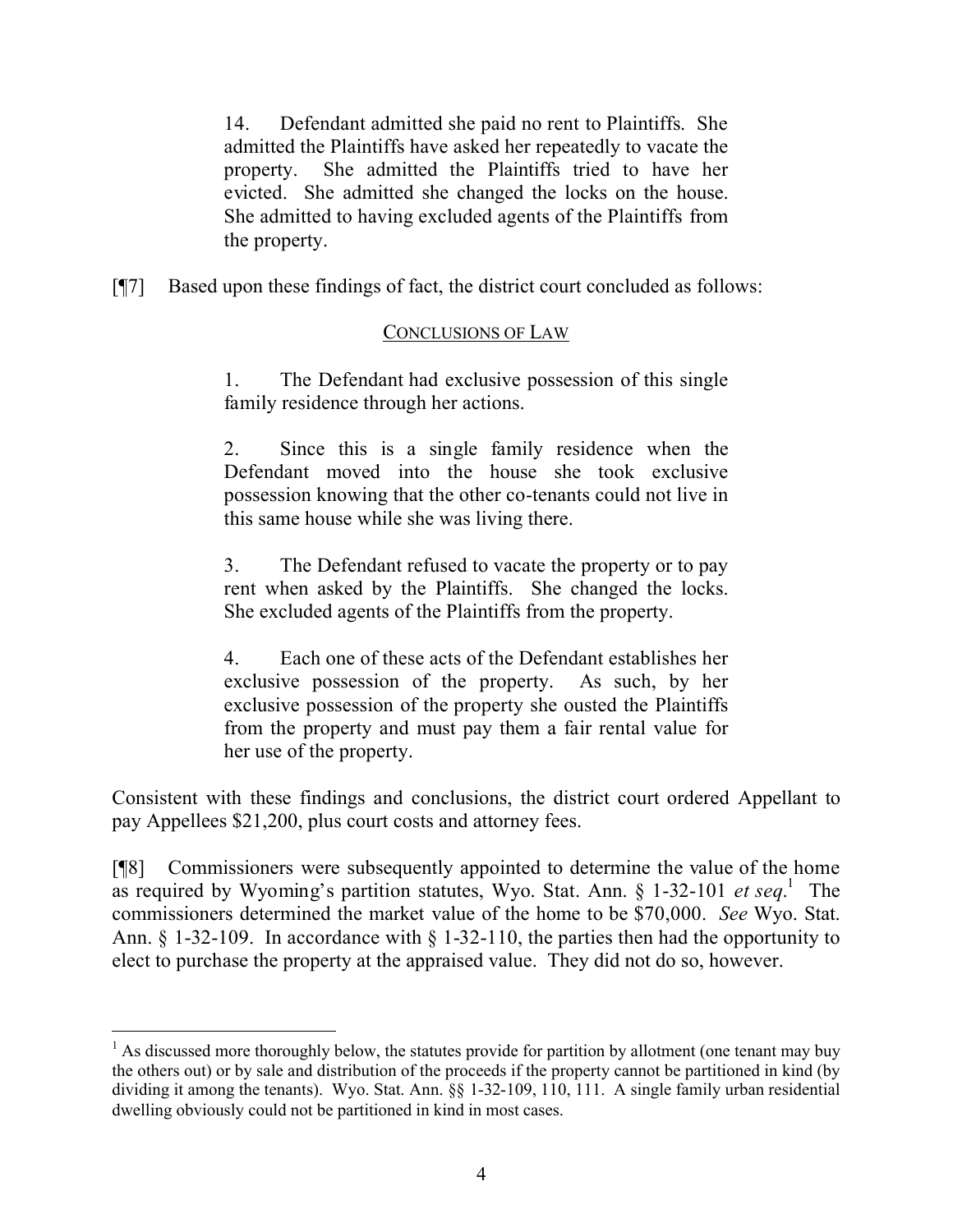> 14. Defendant admitted she paid no rent to Plaintiffs. She admitted the Plaintiffs have asked her repeatedly to vacate the property. She admitted the Plaintiffs tried to have her evicted. She admitted she changed the locks on the house. She admitted to having excluded agents of the Plaintiffs from the property.

[¶7] Based upon these findings of fact, the district court concluded as follows:

> CONCLUSIONS OF LAW
>
> 1. The Defendant had exclusive possession of this single family residence through her actions.
>
> 2. Since this is a single family residence when the Defendant moved into the house she took exclusive possession knowing that the other co-tenants could not live in this same house while she was living there.
>
> 3. The Defendant refused to vacate the property or to pay rent when asked by the Plaintiffs. She changed the locks. She excluded agents of the Plaintiffs from the property.
>
> 4. Each one of these acts of the Defendant establishes her exclusive possession of the property. As such, by her exclusive possession of the property she ousted the Plaintiffs from the property and must pay them a fair rental value for her use of the property.

Consistent with these findings and conclusions, the district court ordered Appellant to pay Appellees $21,200, plus court costs and attorney fees.

[¶8] Commissioners were subsequently appointed to determine the value of the home as required by Wyoming's partition statutes, Wyo. Stat. Ann. § 1-32-101 *et seq.*[1] The commissioners determined the market value of the home to be $70,000. *See* Wyo. Stat. Ann. § 1-32-109. In accordance with § 1-32-110, the parties then had the opportunity to elect to purchase the property at the appraised value. They did not do so, however.

---

[1] As discussed more thoroughly below, the statutes provide for partition by allotment (one tenant may buy the others out) or by sale and distribution of the proceeds if the property cannot be partitioned in kind (by dividing it among the tenants). Wyo. Stat. Ann. §§ 1-32-109, 110, 111. A single family urban residential dwelling obviously could not be partitioned in kind in most cases.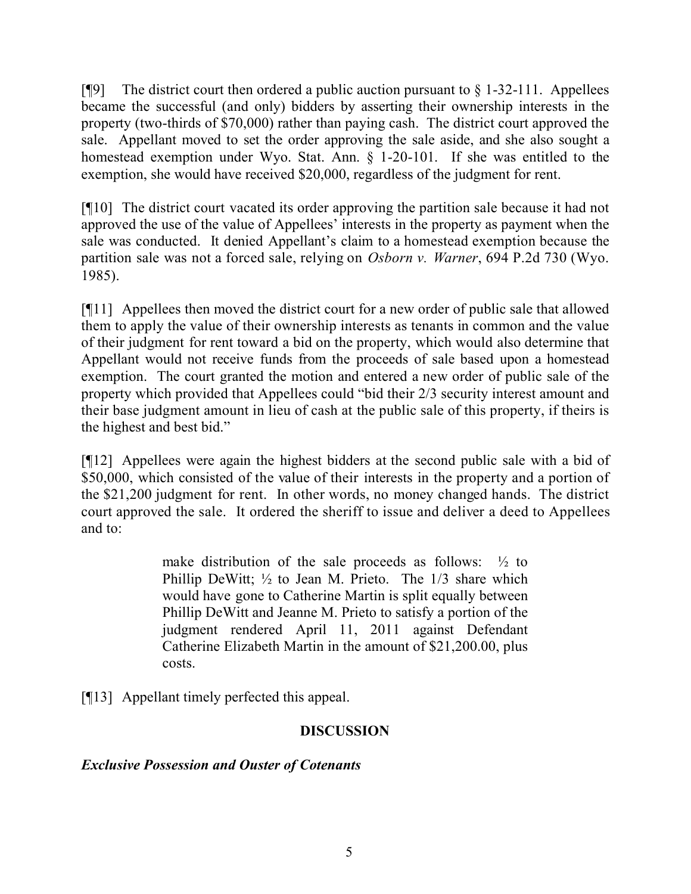[¶9] The district court then ordered a public auction pursuant to § 1-32-111. Appellees became the successful (and only) bidders by asserting their ownership interests in the property (two-thirds of $70,000) rather than paying cash. The district court approved the sale. Appellant moved to set the order approving the sale aside, and she also sought a homestead exemption under Wyo. Stat. Ann. § 1-20-101. If she was entitled to the exemption, she would have received $20,000, regardless of the judgment for rent.

[¶10] The district court vacated its order approving the partition sale because it had not approved the use of the value of Appellees' interests in the property as payment when the sale was conducted. It denied Appellant's claim to a homestead exemption because the partition sale was not a forced sale, relying on *Osborn v. Warner*, 694 P.2d 730 (Wyo. 1985).

[¶11] Appellees then moved the district court for a new order of public sale that allowed them to apply the value of their ownership interests as tenants in common and the value of their judgment for rent toward a bid on the property, which would also determine that Appellant would not receive funds from the proceeds of sale based upon a homestead exemption. The court granted the motion and entered a new order of public sale of the property which provided that Appellees could "bid their 2/3 security interest amount and their base judgment amount in lieu of cash at the public sale of this property, if theirs is the highest and best bid."

[¶12] Appellees were again the highest bidders at the second public sale with a bid of $50,000, which consisted of the value of their interests in the property and a portion of the $21,200 judgment for rent. In other words, no money changed hands. The district court approved the sale. It ordered the sheriff to issue and deliver a deed to Appellees and to:

> make distribution of the sale proceeds as follows: ½ to Phillip DeWitt; ½ to Jean M. Prieto. The 1/3 share which would have gone to Catherine Martin is split equally between Phillip DeWitt and Jeanne M. Prieto to satisfy a portion of the judgment rendered April 11, 2011 against Defendant Catherine Elizabeth Martin in the amount of $21,200.00, plus costs.

[¶13] Appellant timely perfected this appeal.

## DISCUSSION

***Exclusive Possession and Ouster of Cotenants***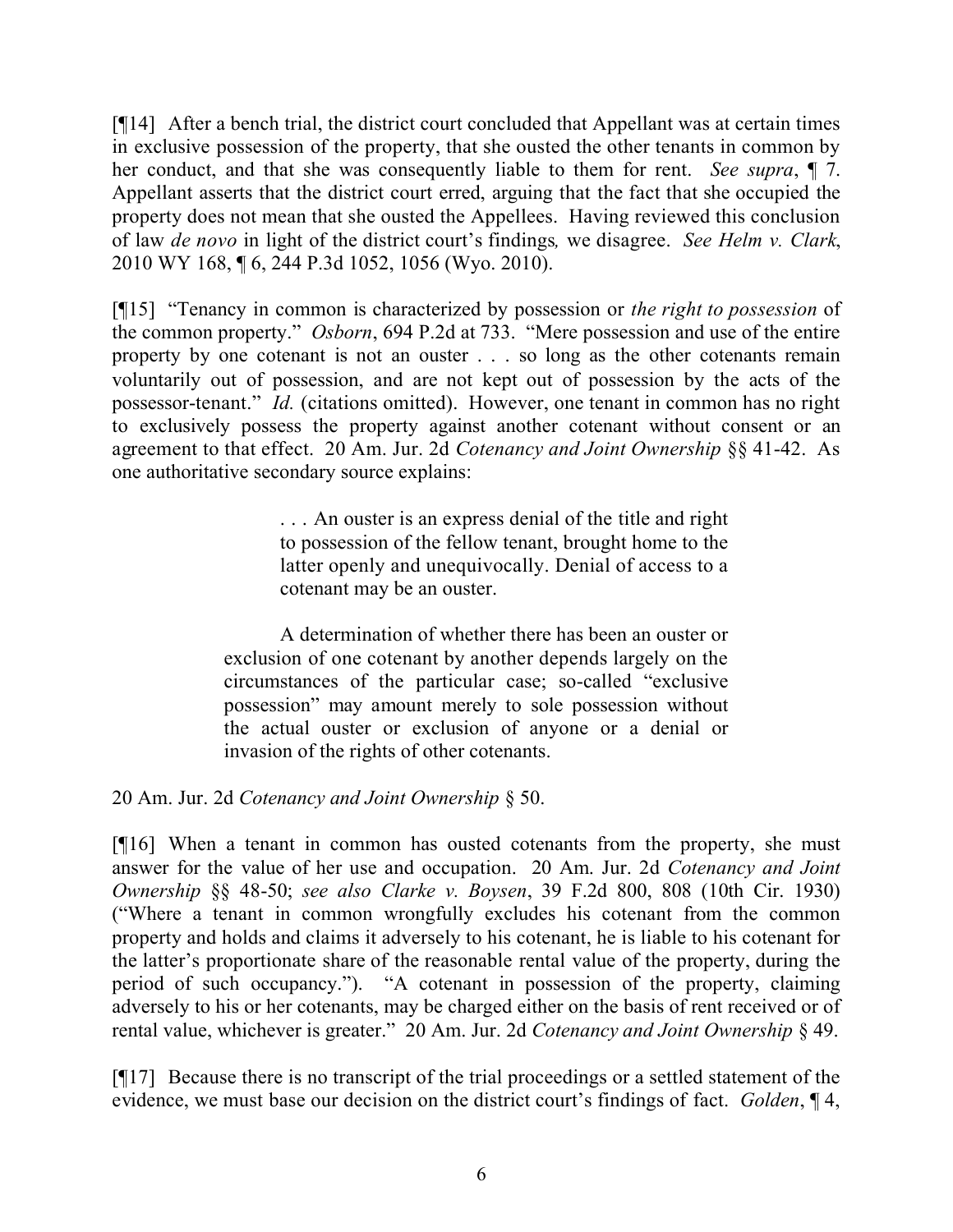[¶14] After a bench trial, the district court concluded that Appellant was at certain times in exclusive possession of the property, that she ousted the other tenants in common by her conduct, and that she was consequently liable to them for rent. *See supra*, ¶ 7. Appellant asserts that the district court erred, arguing that the fact that she occupied the property does not mean that she ousted the Appellees. Having reviewed this conclusion of law *de novo* in light of the district court's findings*,* we disagree. *See Helm v. Clark*, 2010 WY 168, ¶ 6, 244 P.3d 1052, 1056 (Wyo. 2010).

[¶15] "Tenancy in common is characterized by possession or *the right to possession* of the common property." *Osborn*, 694 P.2d at 733. "Mere possession and use of the entire property by one cotenant is not an ouster . . . so long as the other cotenants remain voluntarily out of possession, and are not kept out of possession by the acts of the possessor-tenant." *Id.* (citations omitted). However, one tenant in common has no right to exclusively possess the property against another cotenant without consent or an agreement to that effect. 20 Am. Jur. 2d *Cotenancy and Joint Ownership* §§ 41-42. As one authoritative secondary source explains:

> . . . An ouster is an express denial of the title and right to possession of the fellow tenant, brought home to the latter openly and unequivocally. Denial of access to a cotenant may be an ouster.
>
> A determination of whether there has been an ouster or exclusion of one cotenant by another depends largely on the circumstances of the particular case; so-called "exclusive possession" may amount merely to sole possession without the actual ouster or exclusion of anyone or a denial or invasion of the rights of other cotenants.

20 Am. Jur. 2d *Cotenancy and Joint Ownership* § 50.

[¶16] When a tenant in common has ousted cotenants from the property, she must answer for the value of her use and occupation. 20 Am. Jur. 2d *Cotenancy and Joint Ownership* §§ 48-50; *see also Clarke v. Boysen*, 39 F.2d 800, 808 (10th Cir. 1930) ("Where a tenant in common wrongfully excludes his cotenant from the common property and holds and claims it adversely to his cotenant, he is liable to his cotenant for the latter's proportionate share of the reasonable rental value of the property, during the period of such occupancy."). "A cotenant in possession of the property, claiming adversely to his or her cotenants, may be charged either on the basis of rent received or of rental value, whichever is greater." 20 Am. Jur. 2d *Cotenancy and Joint Ownership* § 49.

[¶17] Because there is no transcript of the trial proceedings or a settled statement of the evidence, we must base our decision on the district court's findings of fact. *Golden*, ¶ 4,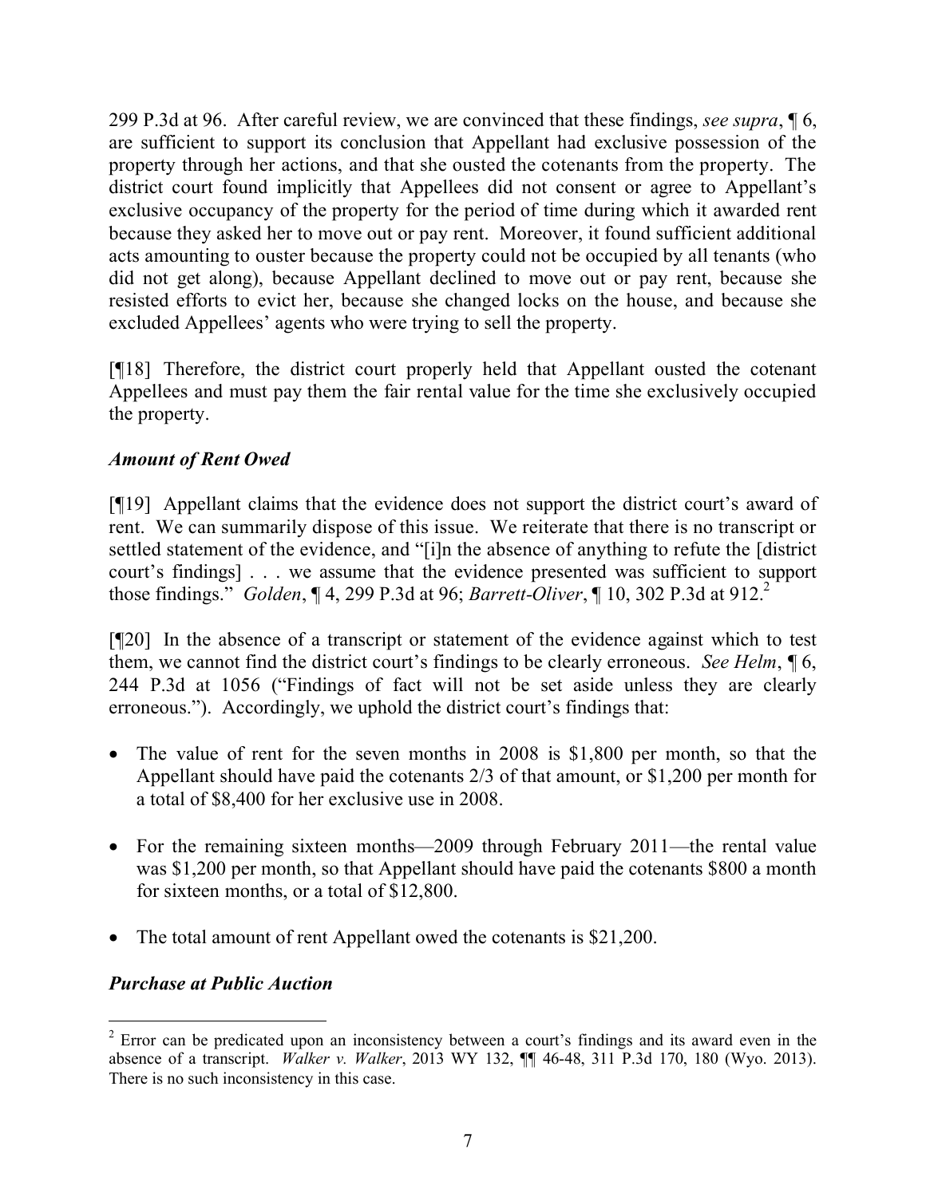299 P.3d at 96. After careful review, we are convinced that these findings, *see supra*, ¶ 6, are sufficient to support its conclusion that Appellant had exclusive possession of the property through her actions, and that she ousted the cotenants from the property. The district court found implicitly that Appellees did not consent or agree to Appellant's exclusive occupancy of the property for the period of time during which it awarded rent because they asked her to move out or pay rent. Moreover, it found sufficient additional acts amounting to ouster because the property could not be occupied by all tenants (who did not get along), because Appellant declined to move out or pay rent, because she resisted efforts to evict her, because she changed locks on the house, and because she excluded Appellees' agents who were trying to sell the property.

[¶18] Therefore, the district court properly held that Appellant ousted the cotenant Appellees and must pay them the fair rental value for the time she exclusively occupied the property.

### *Amount of Rent Owed*

[¶19] Appellant claims that the evidence does not support the district court's award of rent. We can summarily dispose of this issue. We reiterate that there is no transcript or settled statement of the evidence, and "[i]n the absence of anything to refute the [district court's findings] . . . we assume that the evidence presented was sufficient to support those findings." *Golden*, ¶ 4, 299 P.3d at 96; *Barrett-Oliver*, ¶ 10, 302 P.3d at 912.[2]

[¶20] In the absence of a transcript or statement of the evidence against which to test them, we cannot find the district court's findings to be clearly erroneous. *See Helm*, ¶ 6, 244 P.3d at 1056 ("Findings of fact will not be set aside unless they are clearly erroneous."). Accordingly, we uphold the district court's findings that:

- The value of rent for the seven months in 2008 is $1,800 per month, so that the Appellant should have paid the cotenants 2/3 of that amount, or $1,200 per month for a total of $8,400 for her exclusive use in 2008.
- For the remaining sixteen months—2009 through February 2011—the rental value was $1,200 per month, so that Appellant should have paid the cotenants $800 a month for sixteen months, or a total of $12,800.
- The total amount of rent Appellant owed the cotenants is $21,200.

### *Purchase at Public Auction*

---

[2] Error can be predicated upon an inconsistency between a court's findings and its award even in the absence of a transcript. *Walker v. Walker*, 2013 WY 132, ¶¶ 46-48, 311 P.3d 170, 180 (Wyo. 2013). There is no such inconsistency in this case.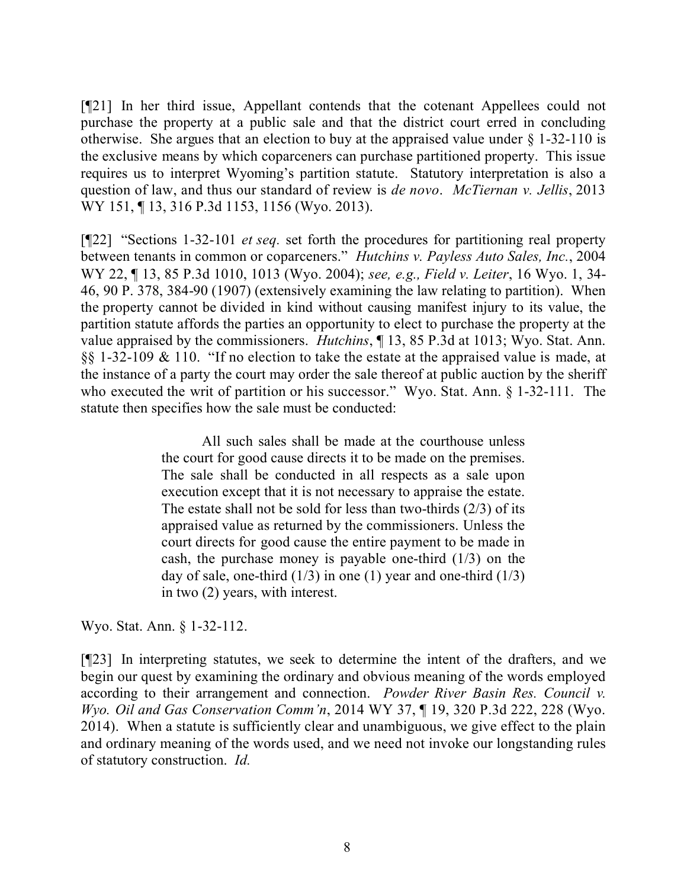[¶21] In her third issue, Appellant contends that the cotenant Appellees could not purchase the property at a public sale and that the district court erred in concluding otherwise. She argues that an election to buy at the appraised value under § 1-32-110 is the exclusive means by which coparceners can purchase partitioned property. This issue requires us to interpret Wyoming's partition statute. Statutory interpretation is also a question of law, and thus our standard of review is *de novo*. *McTiernan v. Jellis*, 2013 WY 151, ¶ 13, 316 P.3d 1153, 1156 (Wyo. 2013).

[¶22] "Sections 1-32-101 *et seq.* set forth the procedures for partitioning real property between tenants in common or coparceners." *Hutchins v. Payless Auto Sales, Inc.*, 2004 WY 22, ¶ 13, 85 P.3d 1010, 1013 (Wyo. 2004); *see, e.g., Field v. Leiter*, 16 Wyo. 1, 34-46, 90 P. 378, 384-90 (1907) (extensively examining the law relating to partition). When the property cannot be divided in kind without causing manifest injury to its value, the partition statute affords the parties an opportunity to elect to purchase the property at the value appraised by the commissioners. *Hutchins*, ¶ 13, 85 P.3d at 1013; Wyo. Stat. Ann. §§ 1-32-109 & 110. "If no election to take the estate at the appraised value is made, at the instance of a party the court may order the sale thereof at public auction by the sheriff who executed the writ of partition or his successor." Wyo. Stat. Ann. § 1-32-111. The statute then specifies how the sale must be conducted:

> All such sales shall be made at the courthouse unless the court for good cause directs it to be made on the premises. The sale shall be conducted in all respects as a sale upon execution except that it is not necessary to appraise the estate. The estate shall not be sold for less than two-thirds (2/3) of its appraised value as returned by the commissioners. Unless the court directs for good cause the entire payment to be made in cash, the purchase money is payable one-third (1/3) on the day of sale, one-third (1/3) in one (1) year and one-third (1/3) in two (2) years, with interest.

Wyo. Stat. Ann. § 1-32-112.

[¶23] In interpreting statutes, we seek to determine the intent of the drafters, and we begin our quest by examining the ordinary and obvious meaning of the words employed according to their arrangement and connection. *Powder River Basin Res. Council v. Wyo. Oil and Gas Conservation Comm'n*, 2014 WY 37, ¶ 19, 320 P.3d 222, 228 (Wyo. 2014). When a statute is sufficiently clear and unambiguous, we give effect to the plain and ordinary meaning of the words used, and we need not invoke our longstanding rules of statutory construction. *Id.*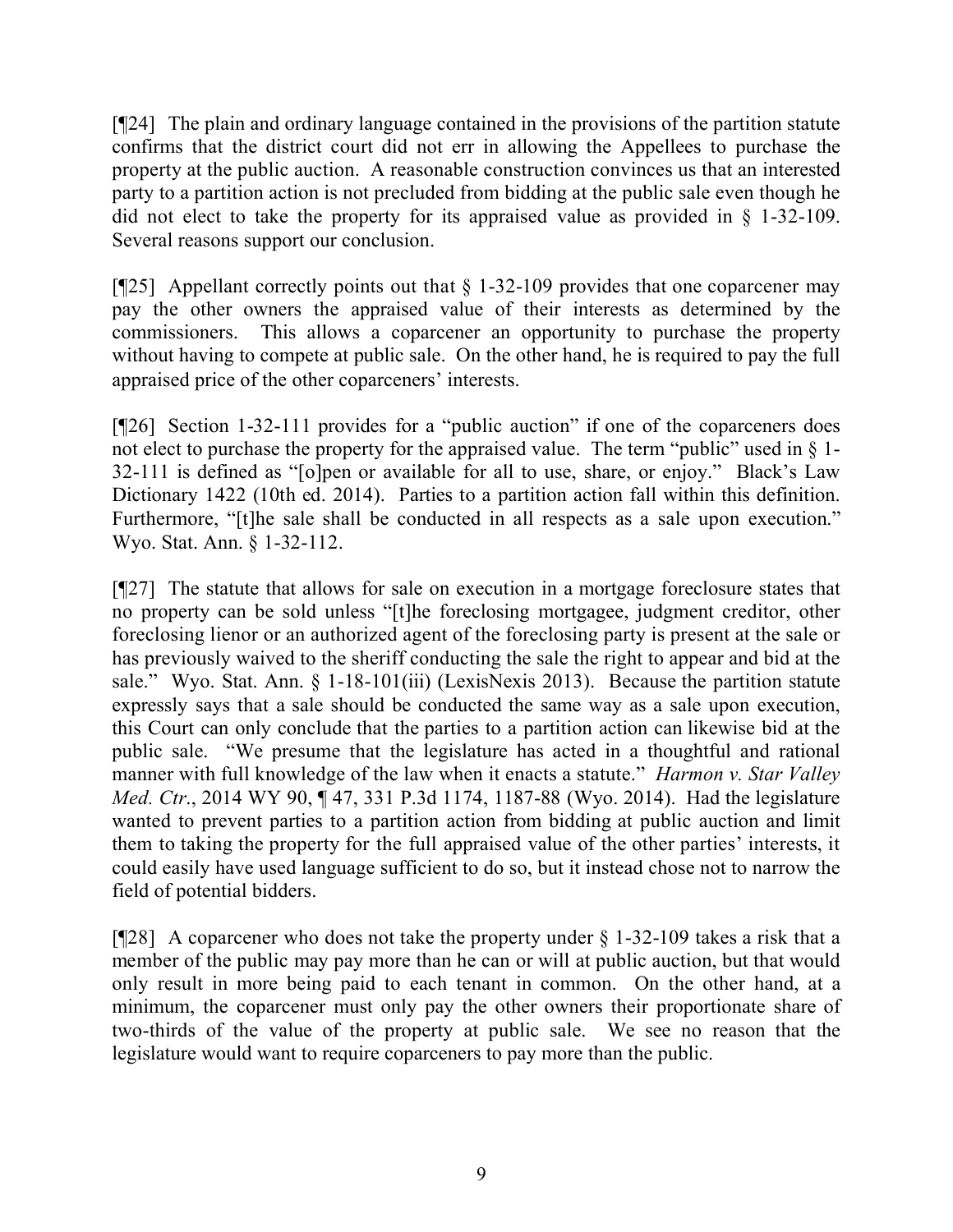[¶24] The plain and ordinary language contained in the provisions of the partition statute confirms that the district court did not err in allowing the Appellees to purchase the property at the public auction. A reasonable construction convinces us that an interested party to a partition action is not precluded from bidding at the public sale even though he did not elect to take the property for its appraised value as provided in § 1-32-109. Several reasons support our conclusion.

[¶25] Appellant correctly points out that § 1-32-109 provides that one coparcener may pay the other owners the appraised value of their interests as determined by the commissioners. This allows a coparcener an opportunity to purchase the property without having to compete at public sale. On the other hand, he is required to pay the full appraised price of the other coparceners' interests.

[¶26] Section 1-32-111 provides for a "public auction" if one of the coparceners does not elect to purchase the property for the appraised value. The term "public" used in § 1-32-111 is defined as "[o]pen or available for all to use, share, or enjoy." Black's Law Dictionary 1422 (10th ed. 2014). Parties to a partition action fall within this definition. Furthermore, "[t]he sale shall be conducted in all respects as a sale upon execution." Wyo. Stat. Ann. § 1-32-112.

[¶27] The statute that allows for sale on execution in a mortgage foreclosure states that no property can be sold unless "[t]he foreclosing mortgagee, judgment creditor, other foreclosing lienor or an authorized agent of the foreclosing party is present at the sale or has previously waived to the sheriff conducting the sale the right to appear and bid at the sale." Wyo. Stat. Ann. § 1-18-101(iii) (LexisNexis 2013). Because the partition statute expressly says that a sale should be conducted the same way as a sale upon execution, this Court can only conclude that the parties to a partition action can likewise bid at the public sale. "We presume that the legislature has acted in a thoughtful and rational manner with full knowledge of the law when it enacts a statute." *Harmon v. Star Valley Med. Ctr.*, 2014 WY 90, ¶ 47, 331 P.3d 1174, 1187-88 (Wyo. 2014). Had the legislature wanted to prevent parties to a partition action from bidding at public auction and limit them to taking the property for the full appraised value of the other parties' interests, it could easily have used language sufficient to do so, but it instead chose not to narrow the field of potential bidders.

[¶28] A coparcener who does not take the property under § 1-32-109 takes a risk that a member of the public may pay more than he can or will at public auction, but that would only result in more being paid to each tenant in common. On the other hand, at a minimum, the coparcener must only pay the other owners their proportionate share of two-thirds of the value of the property at public sale. We see no reason that the legislature would want to require coparceners to pay more than the public.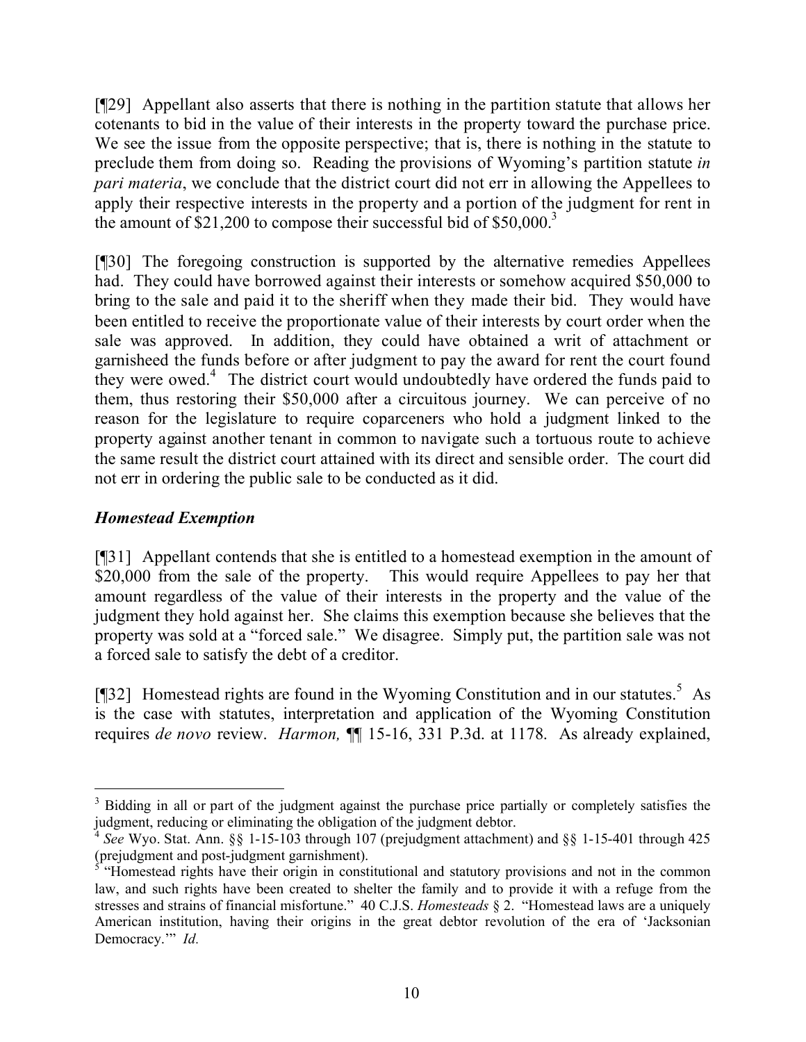[¶29] Appellant also asserts that there is nothing in the partition statute that allows her cotenants to bid in the value of their interests in the property toward the purchase price. We see the issue from the opposite perspective; that is, there is nothing in the statute to preclude them from doing so. Reading the provisions of Wyoming's partition statute *in pari materia*, we conclude that the district court did not err in allowing the Appellees to apply their respective interests in the property and a portion of the judgment for rent in the amount of $21,200 to compose their successful bid of $50,000.[3]

[¶30] The foregoing construction is supported by the alternative remedies Appellees had. They could have borrowed against their interests or somehow acquired $50,000 to bring to the sale and paid it to the sheriff when they made their bid. They would have been entitled to receive the proportionate value of their interests by court order when the sale was approved. In addition, they could have obtained a writ of attachment or garnisheed the funds before or after judgment to pay the award for rent the court found they were owed.[4] The district court would undoubtedly have ordered the funds paid to them, thus restoring their $50,000 after a circuitous journey. We can perceive of no reason for the legislature to require coparceners who hold a judgment linked to the property against another tenant in common to navigate such a tortuous route to achieve the same result the district court attained with its direct and sensible order. The court did not err in ordering the public sale to be conducted as it did.

### *Homestead Exemption*

[¶31] Appellant contends that she is entitled to a homestead exemption in the amount of $20,000 from the sale of the property. This would require Appellees to pay her that amount regardless of the value of their interests in the property and the value of the judgment they hold against her. She claims this exemption because she believes that the property was sold at a "forced sale." We disagree. Simply put, the partition sale was not a forced sale to satisfy the debt of a creditor.

[¶32] Homestead rights are found in the Wyoming Constitution and in our statutes.[5] As is the case with statutes, interpretation and application of the Wyoming Constitution requires *de novo* review. *Harmon,* ¶¶ 15-16, 331 P.3d. at 1178. As already explained,

---

[3] Bidding in all or part of the judgment against the purchase price partially or completely satisfies the judgment, reducing or eliminating the obligation of the judgment debtor.

[4] *See* Wyo. Stat. Ann. §§ 1-15-103 through 107 (prejudgment attachment) and §§ 1-15-401 through 425 (prejudgment and post-judgment garnishment).

[5] "Homestead rights have their origin in constitutional and statutory provisions and not in the common law, and such rights have been created to shelter the family and to provide it with a refuge from the stresses and strains of financial misfortune." 40 C.J.S. *Homesteads* § 2. "Homestead laws are a uniquely American institution, having their origins in the great debtor revolution of the era of 'Jacksonian Democracy.'" *Id.*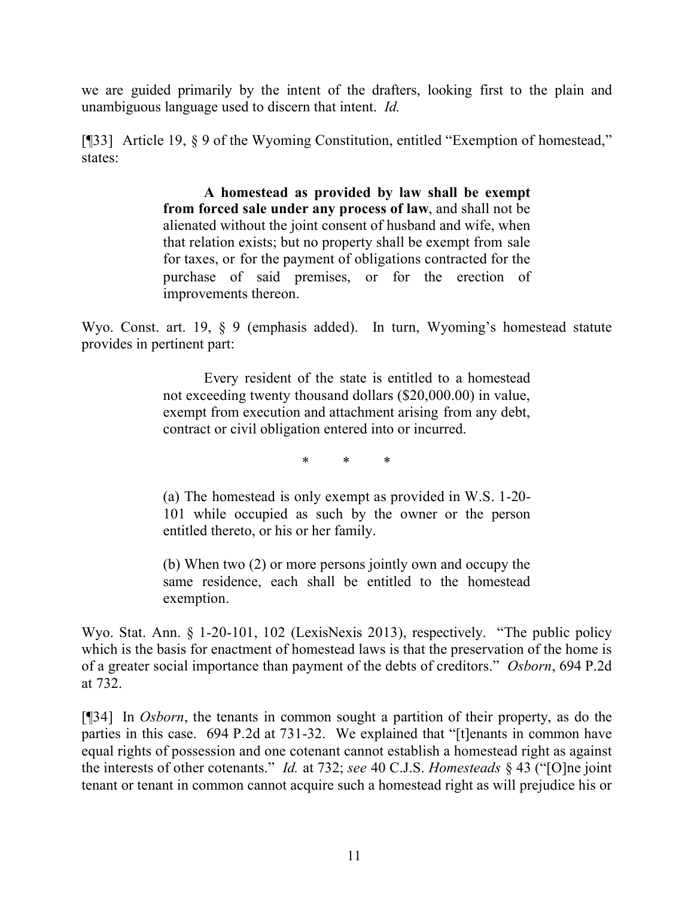we are guided primarily by the intent of the drafters, looking first to the plain and unambiguous language used to discern that intent. *Id.*

[¶33] Article 19, § 9 of the Wyoming Constitution, entitled "Exemption of homestead," states:

> **A homestead as provided by law shall be exempt from forced sale under any process of law**, and shall not be alienated without the joint consent of husband and wife, when that relation exists; but no property shall be exempt from sale for taxes, or for the payment of obligations contracted for the purchase of said premises, or for the erection of improvements thereon.

Wyo. Const. art. 19, § 9 (emphasis added). In turn, Wyoming's homestead statute provides in pertinent part:

> Every resident of the state is entitled to a homestead not exceeding twenty thousand dollars ($20,000.00) in value, exempt from execution and attachment arising from any debt, contract or civil obligation entered into or incurred.
>
> \* \* \*
>
> (a) The homestead is only exempt as provided in W.S. 1-20-101 while occupied as such by the owner or the person entitled thereto, or his or her family.
>
> (b) When two (2) or more persons jointly own and occupy the same residence, each shall be entitled to the homestead exemption.

Wyo. Stat. Ann. § 1-20-101, 102 (LexisNexis 2013), respectively. "The public policy which is the basis for enactment of homestead laws is that the preservation of the home is of a greater social importance than payment of the debts of creditors." *Osborn*, 694 P.2d at 732.

[¶34] In *Osborn*, the tenants in common sought a partition of their property, as do the parties in this case. 694 P.2d at 731-32. We explained that "[t]enants in common have equal rights of possession and one cotenant cannot establish a homestead right as against the interests of other cotenants." *Id.* at 732; *see* 40 C.J.S. *Homesteads* § 43 ("[O]ne joint tenant or tenant in common cannot acquire such a homestead right as will prejudice his or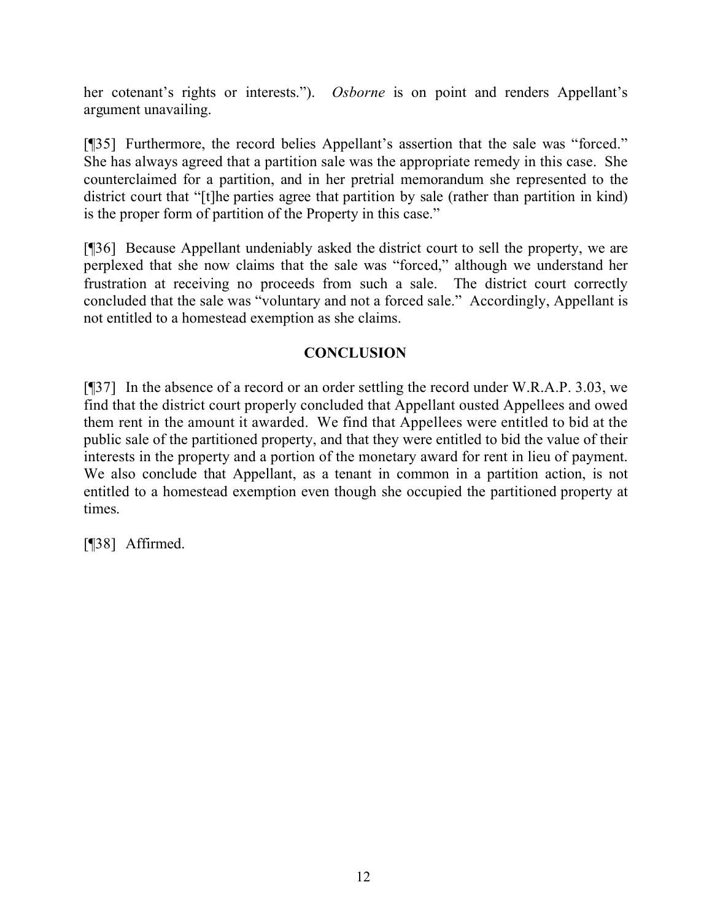her cotenant's rights or interests."). *Osborne* is on point and renders Appellant's argument unavailing.

[¶35] Furthermore, the record belies Appellant's assertion that the sale was "forced." She has always agreed that a partition sale was the appropriate remedy in this case. She counterclaimed for a partition, and in her pretrial memorandum she represented to the district court that "[t]he parties agree that partition by sale (rather than partition in kind) is the proper form of partition of the Property in this case."

[¶36] Because Appellant undeniably asked the district court to sell the property, we are perplexed that she now claims that the sale was "forced," although we understand her frustration at receiving no proceeds from such a sale. The district court correctly concluded that the sale was "voluntary and not a forced sale." Accordingly, Appellant is not entitled to a homestead exemption as she claims.

## CONCLUSION

[¶37] In the absence of a record or an order settling the record under W.R.A.P. 3.03, we find that the district court properly concluded that Appellant ousted Appellees and owed them rent in the amount it awarded. We find that Appellees were entitled to bid at the public sale of the partitioned property, and that they were entitled to bid the value of their interests in the property and a portion of the monetary award for rent in lieu of payment. We also conclude that Appellant, as a tenant in common in a partition action, is not entitled to a homestead exemption even though she occupied the partitioned property at times.

[¶38] Affirmed.